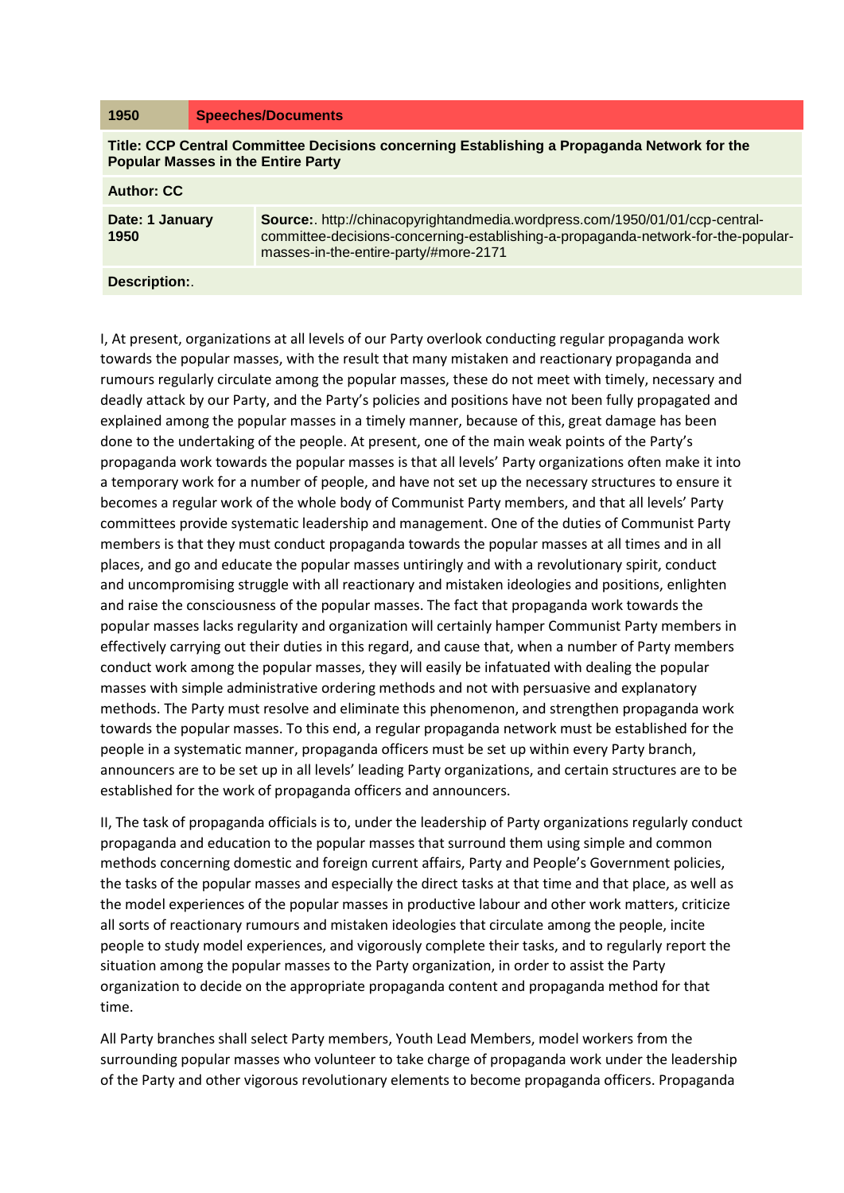| 1950 | Speeches/Documents |
| --- | --- |

**Title: CCP Central Committee Decisions concerning Establishing a Propaganda Network for the Popular Masses in the Entire Party**

**Author: CC**

| **Date: 1 January 1950** | **Source:**. http://chinacopyrightandmedia.wordpress.com/1950/01/01/ccp-central-committee-decisions-concerning-establishing-a-propaganda-network-for-the-popular-masses-in-the-entire-party/#more-2171 |
| --- | --- |

**Description:**.

I, At present, organizations at all levels of our Party overlook conducting regular propaganda work towards the popular masses, with the result that many mistaken and reactionary propaganda and rumours regularly circulate among the popular masses, these do not meet with timely, necessary and deadly attack by our Party, and the Party's policies and positions have not been fully propagated and explained among the popular masses in a timely manner, because of this, great damage has been done to the undertaking of the people. At present, one of the main weak points of the Party's propaganda work towards the popular masses is that all levels' Party organizations often make it into a temporary work for a number of people, and have not set up the necessary structures to ensure it becomes a regular work of the whole body of Communist Party members, and that all levels' Party committees provide systematic leadership and management. One of the duties of Communist Party members is that they must conduct propaganda towards the popular masses at all times and in all places, and go and educate the popular masses untiringly and with a revolutionary spirit, conduct and uncompromising struggle with all reactionary and mistaken ideologies and positions, enlighten and raise the consciousness of the popular masses. The fact that propaganda work towards the popular masses lacks regularity and organization will certainly hamper Communist Party members in effectively carrying out their duties in this regard, and cause that, when a number of Party members conduct work among the popular masses, they will easily be infatuated with dealing the popular masses with simple administrative ordering methods and not with persuasive and explanatory methods. The Party must resolve and eliminate this phenomenon, and strengthen propaganda work towards the popular masses. To this end, a regular propaganda network must be established for the people in a systematic manner, propaganda officers must be set up within every Party branch, announcers are to be set up in all levels' leading Party organizations, and certain structures are to be established for the work of propaganda officers and announcers.

II, The task of propaganda officials is to, under the leadership of Party organizations regularly conduct propaganda and education to the popular masses that surround them using simple and common methods concerning domestic and foreign current affairs, Party and People's Government policies, the tasks of the popular masses and especially the direct tasks at that time and that place, as well as the model experiences of the popular masses in productive labour and other work matters, criticize all sorts of reactionary rumours and mistaken ideologies that circulate among the people, incite people to study model experiences, and vigorously complete their tasks, and to regularly report the situation among the popular masses to the Party organization, in order to assist the Party organization to decide on the appropriate propaganda content and propaganda method for that time.

All Party branches shall select Party members, Youth Lead Members, model workers from the surrounding popular masses who volunteer to take charge of propaganda work under the leadership of the Party and other vigorous revolutionary elements to become propaganda officers. Propaganda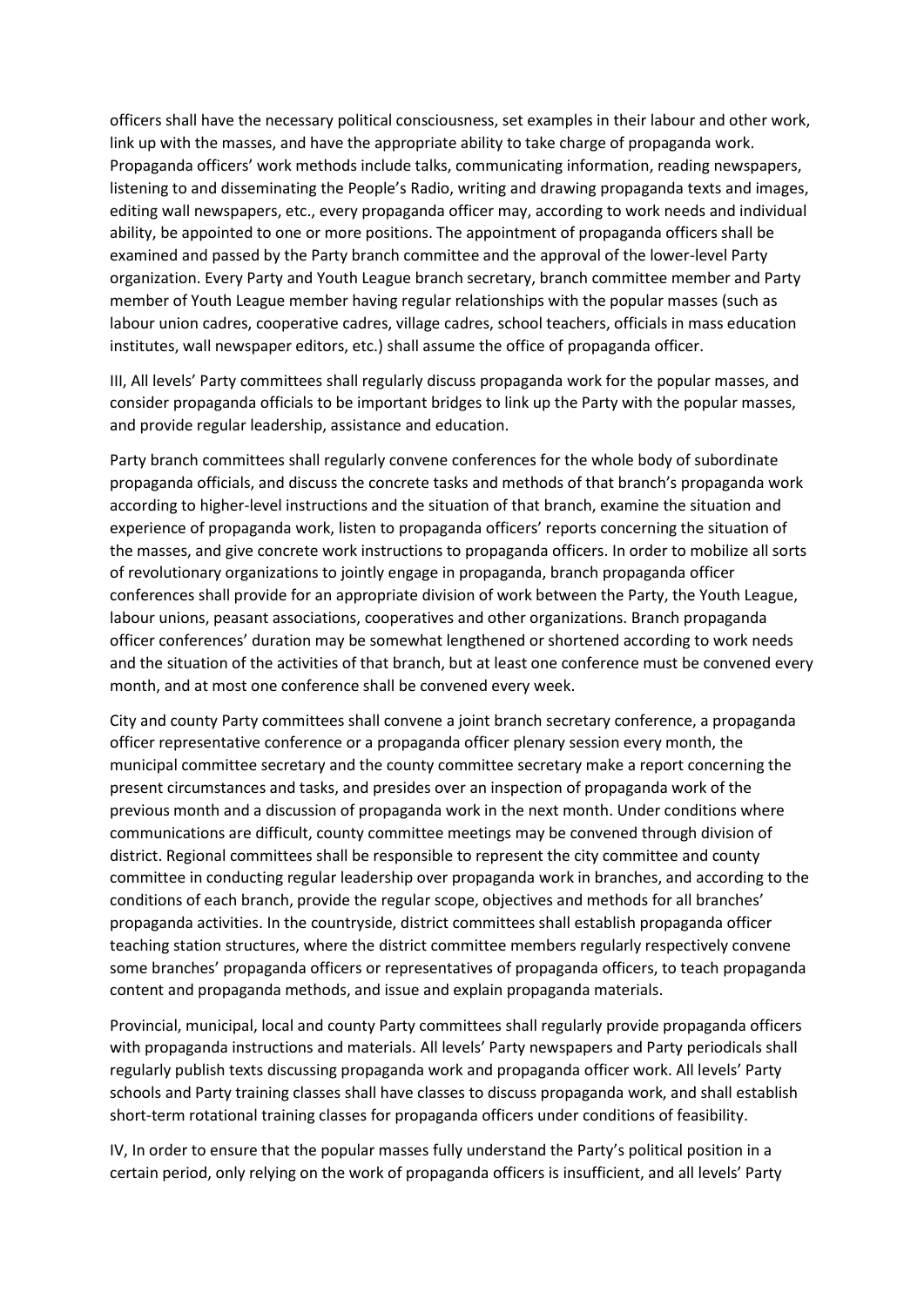officers shall have the necessary political consciousness, set examples in their labour and other work, link up with the masses, and have the appropriate ability to take charge of propaganda work. Propaganda officers' work methods include talks, communicating information, reading newspapers, listening to and disseminating the People's Radio, writing and drawing propaganda texts and images, editing wall newspapers, etc., every propaganda officer may, according to work needs and individual ability, be appointed to one or more positions. The appointment of propaganda officers shall be examined and passed by the Party branch committee and the approval of the lower-level Party organization. Every Party and Youth League branch secretary, branch committee member and Party member of Youth League member having regular relationships with the popular masses (such as labour union cadres, cooperative cadres, village cadres, school teachers, officials in mass education institutes, wall newspaper editors, etc.) shall assume the office of propaganda officer.

III, All levels' Party committees shall regularly discuss propaganda work for the popular masses, and consider propaganda officials to be important bridges to link up the Party with the popular masses, and provide regular leadership, assistance and education.

Party branch committees shall regularly convene conferences for the whole body of subordinate propaganda officials, and discuss the concrete tasks and methods of that branch's propaganda work according to higher-level instructions and the situation of that branch, examine the situation and experience of propaganda work, listen to propaganda officers' reports concerning the situation of the masses, and give concrete work instructions to propaganda officers. In order to mobilize all sorts of revolutionary organizations to jointly engage in propaganda, branch propaganda officer conferences shall provide for an appropriate division of work between the Party, the Youth League, labour unions, peasant associations, cooperatives and other organizations. Branch propaganda officer conferences' duration may be somewhat lengthened or shortened according to work needs and the situation of the activities of that branch, but at least one conference must be convened every month, and at most one conference shall be convened every week.

City and county Party committees shall convene a joint branch secretary conference, a propaganda officer representative conference or a propaganda officer plenary session every month, the municipal committee secretary and the county committee secretary make a report concerning the present circumstances and tasks, and presides over an inspection of propaganda work of the previous month and a discussion of propaganda work in the next month. Under conditions where communications are difficult, county committee meetings may be convened through division of district. Regional committees shall be responsible to represent the city committee and county committee in conducting regular leadership over propaganda work in branches, and according to the conditions of each branch, provide the regular scope, objectives and methods for all branches' propaganda activities. In the countryside, district committees shall establish propaganda officer teaching station structures, where the district committee members regularly respectively convene some branches' propaganda officers or representatives of propaganda officers, to teach propaganda content and propaganda methods, and issue and explain propaganda materials.

Provincial, municipal, local and county Party committees shall regularly provide propaganda officers with propaganda instructions and materials. All levels' Party newspapers and Party periodicals shall regularly publish texts discussing propaganda work and propaganda officer work. All levels' Party schools and Party training classes shall have classes to discuss propaganda work, and shall establish short-term rotational training classes for propaganda officers under conditions of feasibility.

IV, In order to ensure that the popular masses fully understand the Party's political position in a certain period, only relying on the work of propaganda officers is insufficient, and all levels' Party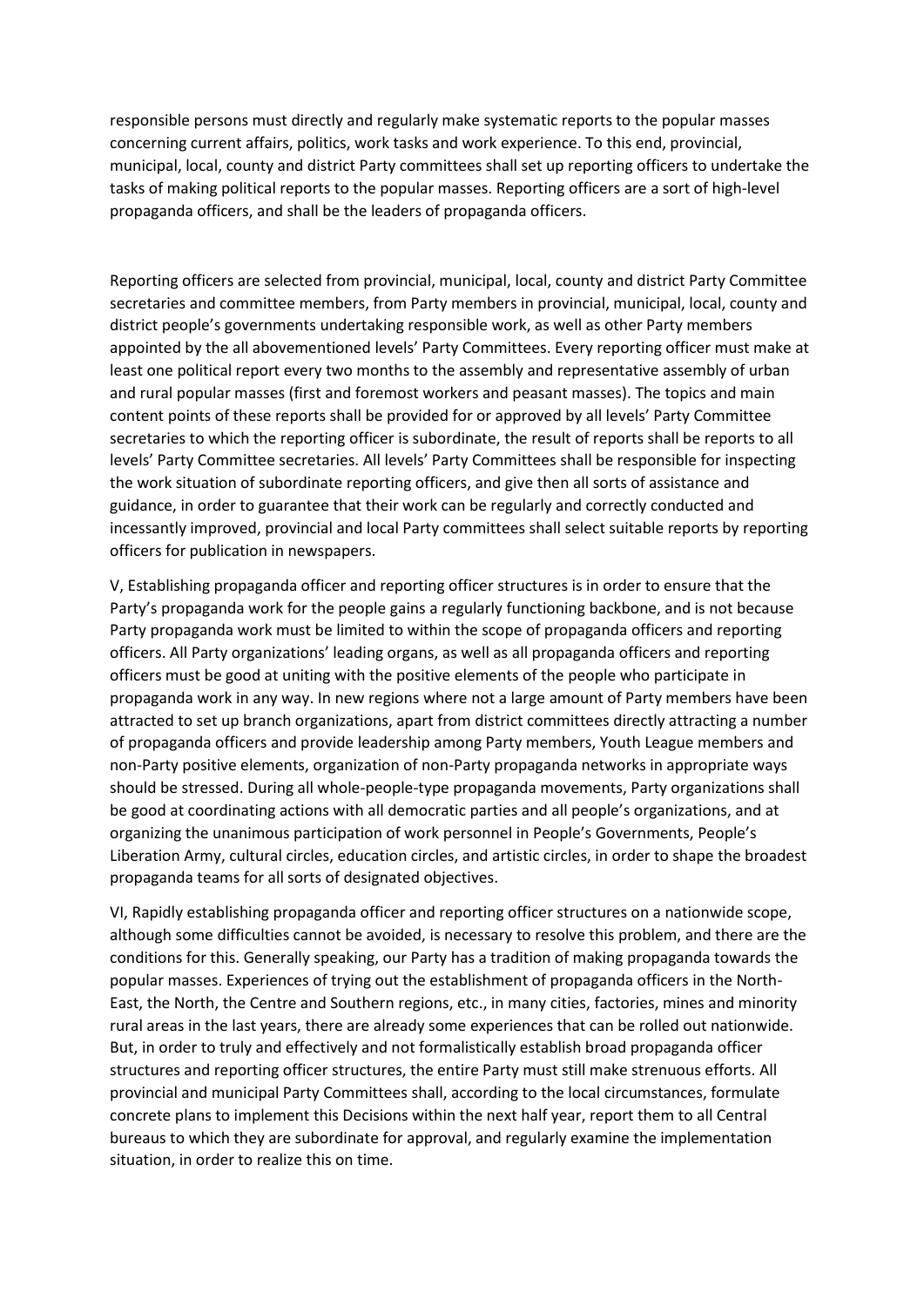responsible persons must directly and regularly make systematic reports to the popular masses concerning current affairs, politics, work tasks and work experience. To this end, provincial, municipal, local, county and district Party committees shall set up reporting officers to undertake the tasks of making political reports to the popular masses. Reporting officers are a sort of high-level propaganda officers, and shall be the leaders of propaganda officers.

Reporting officers are selected from provincial, municipal, local, county and district Party Committee secretaries and committee members, from Party members in provincial, municipal, local, county and district people's governments undertaking responsible work, as well as other Party members appointed by the all abovementioned levels' Party Committees. Every reporting officer must make at least one political report every two months to the assembly and representative assembly of urban and rural popular masses (first and foremost workers and peasant masses). The topics and main content points of these reports shall be provided for or approved by all levels' Party Committee secretaries to which the reporting officer is subordinate, the result of reports shall be reports to all levels' Party Committee secretaries. All levels' Party Committees shall be responsible for inspecting the work situation of subordinate reporting officers, and give then all sorts of assistance and guidance, in order to guarantee that their work can be regularly and correctly conducted and incessantly improved, provincial and local Party committees shall select suitable reports by reporting officers for publication in newspapers.

V, Establishing propaganda officer and reporting officer structures is in order to ensure that the Party's propaganda work for the people gains a regularly functioning backbone, and is not because Party propaganda work must be limited to within the scope of propaganda officers and reporting officers. All Party organizations' leading organs, as well as all propaganda officers and reporting officers must be good at uniting with the positive elements of the people who participate in propaganda work in any way. In new regions where not a large amount of Party members have been attracted to set up branch organizations, apart from district committees directly attracting a number of propaganda officers and provide leadership among Party members, Youth League members and non-Party positive elements, organization of non-Party propaganda networks in appropriate ways should be stressed. During all whole-people-type propaganda movements, Party organizations shall be good at coordinating actions with all democratic parties and all people's organizations, and at organizing the unanimous participation of work personnel in People's Governments, People's Liberation Army, cultural circles, education circles, and artistic circles, in order to shape the broadest propaganda teams for all sorts of designated objectives.

VI, Rapidly establishing propaganda officer and reporting officer structures on a nationwide scope, although some difficulties cannot be avoided, is necessary to resolve this problem, and there are the conditions for this. Generally speaking, our Party has a tradition of making propaganda towards the popular masses. Experiences of trying out the establishment of propaganda officers in the North-East, the North, the Centre and Southern regions, etc., in many cities, factories, mines and minority rural areas in the last years, there are already some experiences that can be rolled out nationwide. But, in order to truly and effectively and not formalistically establish broad propaganda officer structures and reporting officer structures, the entire Party must still make strenuous efforts. All provincial and municipal Party Committees shall, according to the local circumstances, formulate concrete plans to implement this Decisions within the next half year, report them to all Central bureaus to which they are subordinate for approval, and regularly examine the implementation situation, in order to realize this on time.